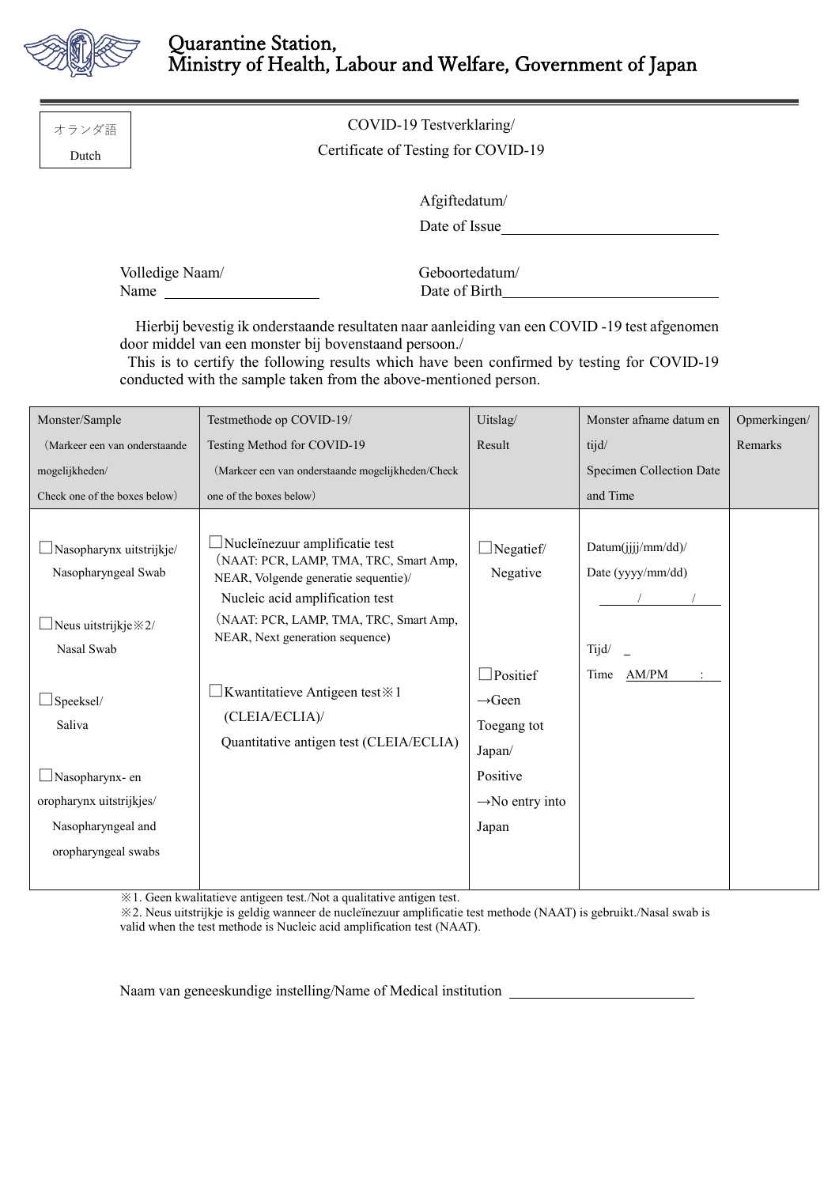# Quarantine Station, Ministry of Health, Labour and Welfare, Government of Japan

オランダ語
Dutch

## COVID-19 Testverklaring/
## Certificate of Testing for COVID-19

Afgiftedatum/
Date of Issue ____________________________

Volledige Naam/
Name ____________________

Geboortedatum/
Date of Birth ____________________________

Hierbij bevestig ik onderstaande resultaten naar aanleiding van een COVID -19 test afgenomen door middel van een monster bij bovenstaand persoon./
This is to certify the following results which have been confirmed by testing for COVID-19 conducted with the sample taken from the above-mentioned person.

| Monster/Sample (Markeer een van onderstaande mogelijkheden/ Check one of the boxes below) | Testmethode op COVID-19/ Testing Method for COVID-19 (Markeer een van onderstaande mogelijkheden/Check one of the boxes below) | Uitslag/ Result | Monster afname datum en tijd/ Specimen Collection Date and Time | Opmerkingen/ Remarks |
|---|---|---|---|---|
| ☐Nasopharynx uitstrijkje/ Nasopharyngeal Swab<br><br>☐Neus uitstrijkje※2/ Nasal Swab<br><br>☐Speeksel/ Saliva<br><br>☐Nasopharynx- en oropharynx uitstrijkjes/ Nasopharyngeal and oropharyngeal swabs | ☐Nucleïnezuur amplificatie test (NAAT: PCR, LAMP, TMA, TRC, Smart Amp, NEAR, Volgende generatie sequentie)/ Nucleic acid amplification test (NAAT: PCR, LAMP, TMA, TRC, Smart Amp, NEAR, Next generation sequence)<br><br>☐Kwantitatieve Antigeen test※1 (CLEIA/ECLIA)/ Quantitative antigen test (CLEIA/ECLIA) | ☐Negatief/ Negative<br><br>☐Positief →Geen Toegang tot Japan/ Positive →No entry into Japan | Datum(jjjj/mm/dd)/ Date (yyyy/mm/dd)<br>____/____/____<br><br>Tijd/<br>Time AM/PM ____:____ | |

※1. Geen kwalitatieve antigeen test./Not a qualitative antigen test.
※2. Neus uitstrijkje is geldig wanneer de nucleïnezuur amplificatie test methode (NAAT) is gebruikt./Nasal swab is valid when the test methode is Nucleic acid amplification test (NAAT).

Naam van geneeskundige instelling/Name of Medical institution ________________________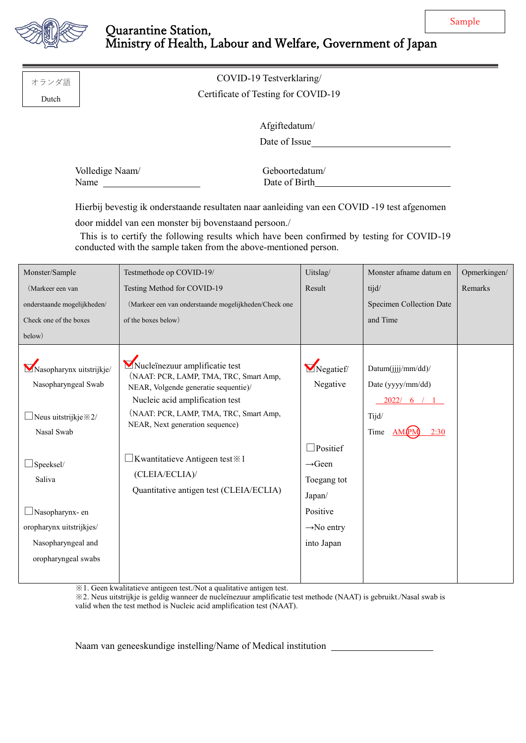Sample

Quarantine Station,
Ministry of Health, Labour and Welfare, Government of Japan

オランダ語

Dutch

COVID-19 Testverklaring/
Certificate of Testing for COVID-19

Afgiftedatum/
Date of Issue ____________________

Volledige Naam/
Name ____________________

Geboortedatum/
Date of Birth ____________________

Hierbij bevestig ik onderstaande resultaten naar aanleiding van een COVID -19 test afgenomen door middel van een monster bij bovenstaand persoon./
This is to certify the following results which have been confirmed by testing for COVID-19 conducted with the sample taken from the above-mentioned person.

| Monster/Sample (Markeer een van onderstaande mogelijkheden/ Check one of the boxes below) | Testmethode op COVID-19/ Testing Method for COVID-19 (Markeer een van onderstaande mogelijkheden/Check one of the boxes below) | Uitslag/ Result | Monster afname datum en tijd/ Specimen Collection Date and Time | Opmerkingen/ Remarks |
|---|---|---|---|---|
| ☑ Nasopharynx uitstrijkje/ Nasopharyngeal Swab<br><br>☐ Neus uitstrijkje※2/ Nasal Swab<br><br>☐ Speeksel/ Saliva<br><br>☐ Nasopharynx- en oropharynx uitstrijkjes/ Nasopharyngeal and oropharyngeal swabs | ☑ Nucleïnezuur amplificatie test (NAAT: PCR, LAMP, TMA, TRC, Smart Amp, NEAR, Volgende generatie sequentie)/ Nucleic acid amplification test (NAAT: PCR, LAMP, TMA, TRC, Smart Amp, NEAR, Next generation sequence)<br><br>☐ Kwantitatieve Antigeen test※1 (CLEIA/ECLIA)/ Quantitative antigen test (CLEIA/ECLIA) | ☑ Negatief/ Negative<br><br>☐ Positief →Geen Toegang tot Japan/ Positive →No entry into Japan | Datum(jjjj/mm/dd)/ Date (yyyy/mm/dd)<br>2022/ 6 / 1<br><br>Tijd/ Time AM (PM) 2:30 | |

※1. Geen kwalitatieve antigeen test./Not a qualitative antigen test.
※2. Neus uitstrijkje is geldig wanneer de nucleïnezuur amplificatie test methode (NAAT) is gebruikt./Nasal swab is valid when the test method is Nucleic acid amplification test (NAAT).

Naam van geneeskundige instelling/Name of Medical institution ____________________